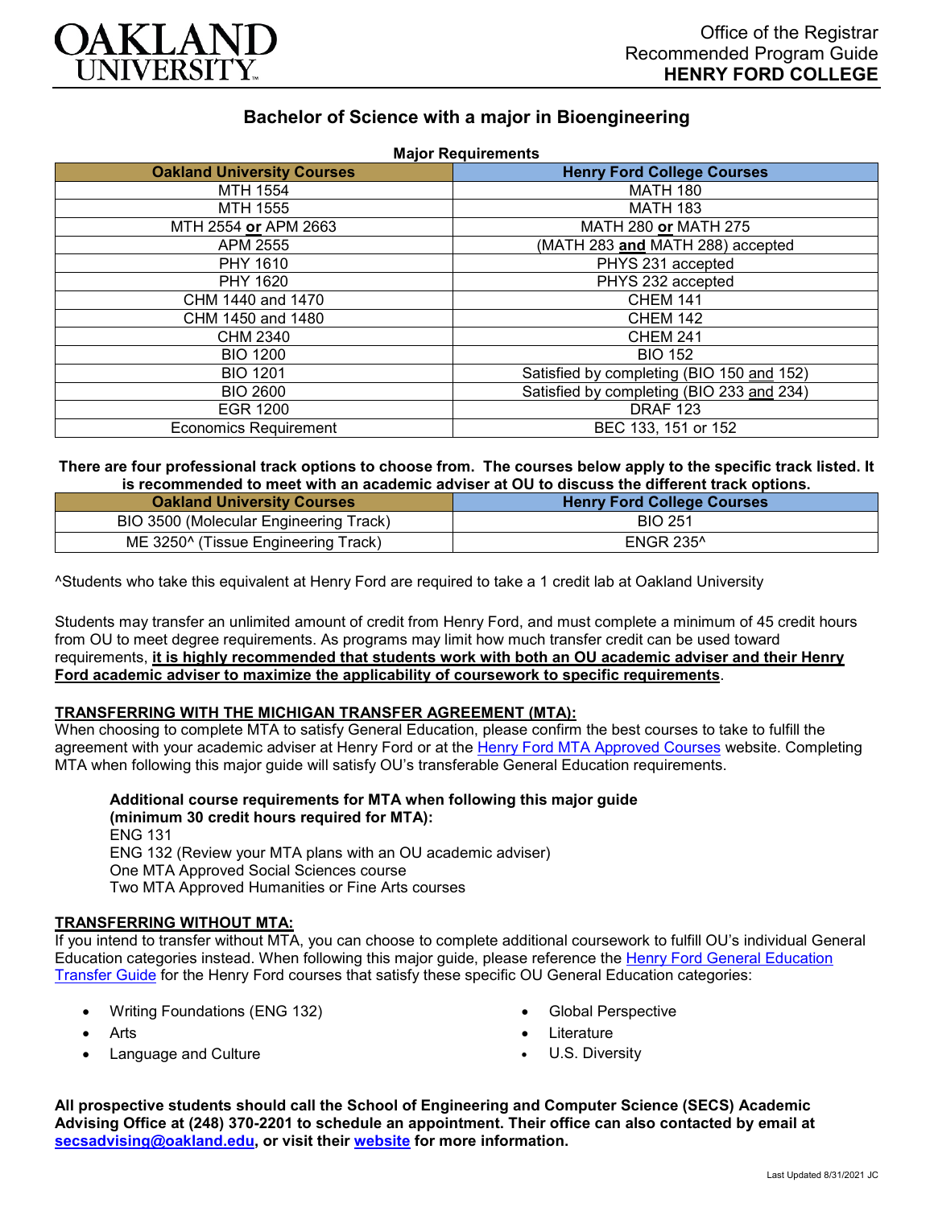Office of the Registrar
Recommended Program Guide
**HENRY FORD COLLEGE**

# Bachelor of Science with a major in Bioengineering

**Major Requirements**

| Oakland University Courses | Henry Ford College Courses |
|---|---|
| MTH 1554 | MATH 180 |
| MTH 1555 | MATH 183 |
| MTH 2554 **or** APM 2663 | MATH 280 **or** MATH 275 |
| APM 2555 | (MATH 283 **and** MATH 288) accepted |
| PHY 1610 | PHYS 231 accepted |
| PHY 1620 | PHYS 232 accepted |
| CHM 1440 and 1470 | CHEM 141 |
| CHM 1450 and 1480 | CHEM 142 |
| CHM 2340 | CHEM 241 |
| BIO 1200 | BIO 152 |
| BIO 1201 | Satisfied by completing (BIO 150 and 152) |
| BIO 2600 | Satisfied by completing (BIO 233 and 234) |
| EGR 1200 | DRAF 123 |
| Economics Requirement | BEC 133, 151 or 152 |

**There are four professional track options to choose from. The courses below apply to the specific track listed. It is recommended to meet with an academic adviser at OU to discuss the different track options.**

| Oakland University Courses | Henry Ford College Courses |
|---|---|
| BIO 3500 (Molecular Engineering Track) | BIO 251 |
| ME 3250^ (Tissue Engineering Track) | ENGR 235^ |

^Students who take this equivalent at Henry Ford are required to take a 1 credit lab at Oakland University

Students may transfer an unlimited amount of credit from Henry Ford, and must complete a minimum of 45 credit hours from OU to meet degree requirements. As programs may limit how much transfer credit can be used toward requirements, **it is highly recommended that students work with both an OU academic adviser and their Henry Ford academic adviser to maximize the applicability of coursework to specific requirements**.

## TRANSFERRING WITH THE MICHIGAN TRANSFER AGREEMENT (MTA):

When choosing to complete MTA to satisfy General Education, please confirm the best courses to take to fulfill the agreement with your academic adviser at Henry Ford or at the Henry Ford MTA Approved Courses website. Completing MTA when following this major guide will satisfy OU's transferable General Education requirements.

**Additional course requirements for MTA when following this major guide (minimum 30 credit hours required for MTA):**
ENG 131
ENG 132 (Review your MTA plans with an OU academic adviser)
One MTA Approved Social Sciences course
Two MTA Approved Humanities or Fine Arts courses

## TRANSFERRING WITHOUT MTA:

If you intend to transfer without MTA, you can choose to complete additional coursework to fulfill OU's individual General Education categories instead. When following this major guide, please reference the Henry Ford General Education Transfer Guide for the Henry Ford courses that satisfy these specific OU General Education categories:

- Writing Foundations (ENG 132)
- Arts
- Language and Culture
- Global Perspective
- Literature
- U.S. Diversity

**All prospective students should call the School of Engineering and Computer Science (SECS) Academic Advising Office at (248) 370-2201 to schedule an appointment. Their office can also contacted by email at secsadvising@oakland.edu, or visit their website for more information.**

Last Updated 8/31/2021 JC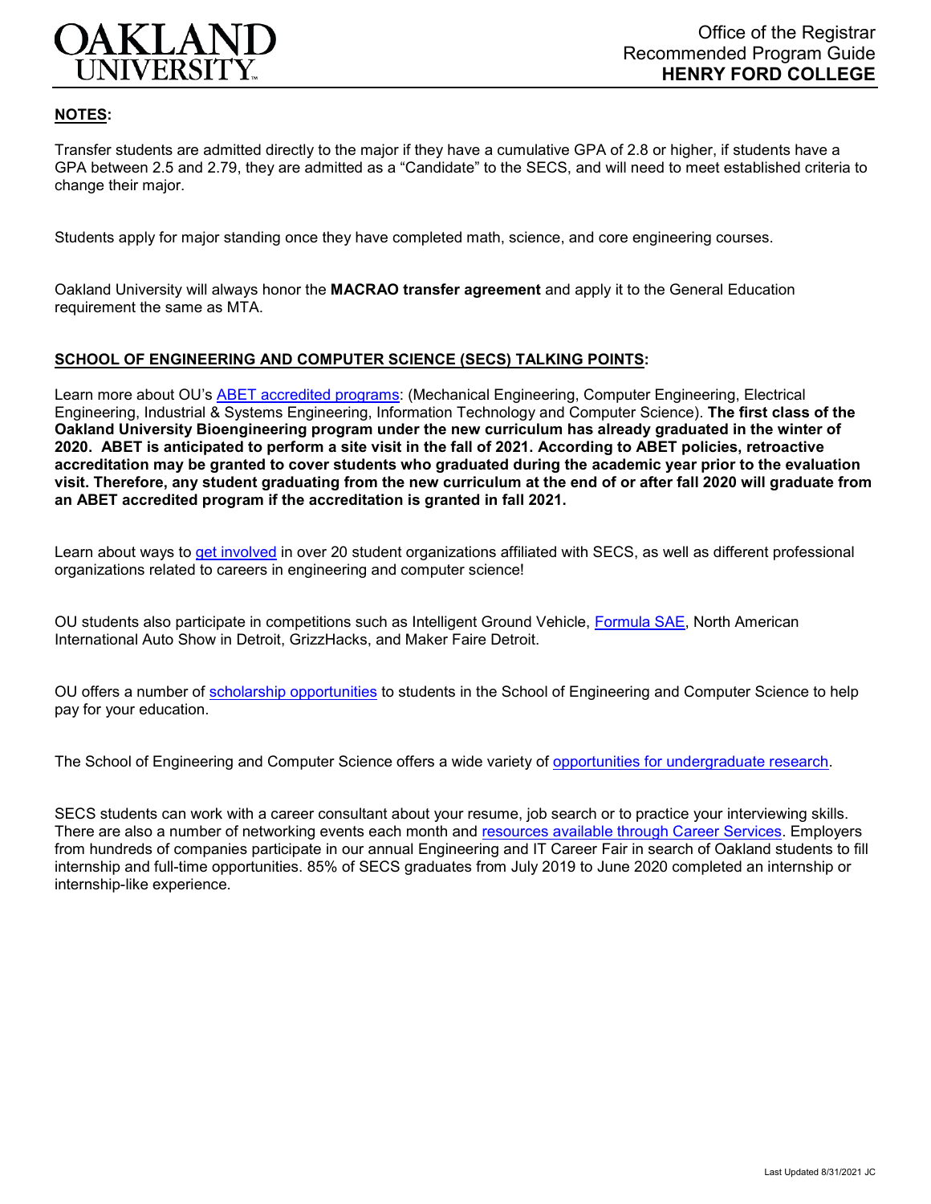**NOTES:**

Transfer students are admitted directly to the major if they have a cumulative GPA of 2.8 or higher, if students have a GPA between 2.5 and 2.79, they are admitted as a "Candidate" to the SECS, and will need to meet established criteria to change their major.

Students apply for major standing once they have completed math, science, and core engineering courses.

Oakland University will always honor the **MACRAO transfer agreement** and apply it to the General Education requirement the same as MTA.

**SCHOOL OF ENGINEERING AND COMPUTER SCIENCE (SECS) TALKING POINTS:**

Learn more about OU's ABET accredited programs: (Mechanical Engineering, Computer Engineering, Electrical Engineering, Industrial & Systems Engineering, Information Technology and Computer Science). **The first class of the Oakland University Bioengineering program under the new curriculum has already graduated in the winter of 2020. ABET is anticipated to perform a site visit in the fall of 2021. According to ABET policies, retroactive accreditation may be granted to cover students who graduated during the academic year prior to the evaluation visit. Therefore, any student graduating from the new curriculum at the end of or after fall 2020 will graduate from an ABET accredited program if the accreditation is granted in fall 2021.**

Learn about ways to get involved in over 20 student organizations affiliated with SECS, as well as different professional organizations related to careers in engineering and computer science!

OU students also participate in competitions such as Intelligent Ground Vehicle, Formula SAE, North American International Auto Show in Detroit, GrizzHacks, and Maker Faire Detroit.

OU offers a number of scholarship opportunities to students in the School of Engineering and Computer Science to help pay for your education.

The School of Engineering and Computer Science offers a wide variety of opportunities for undergraduate research.

SECS students can work with a career consultant about your resume, job search or to practice your interviewing skills. There are also a number of networking events each month and resources available through Career Services. Employers from hundreds of companies participate in our annual Engineering and IT Career Fair in search of Oakland students to fill internship and full-time opportunities. 85% of SECS graduates from July 2019 to June 2020 completed an internship or internship-like experience.

Last Updated 8/31/2021 JC